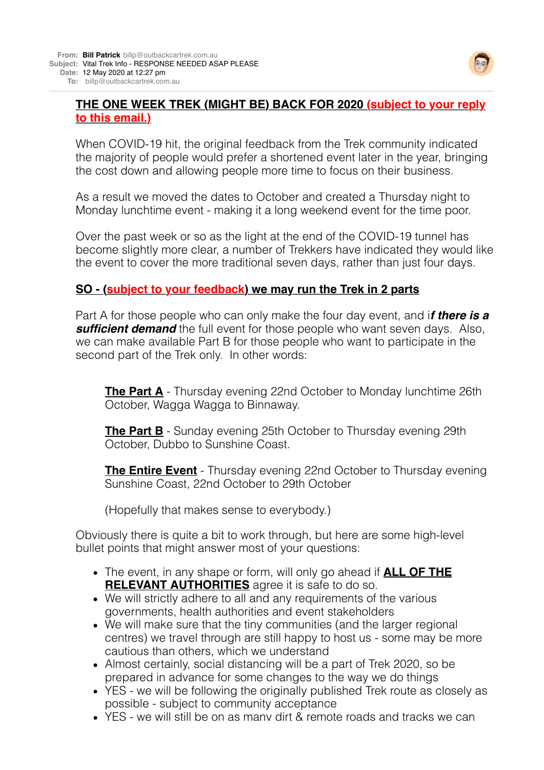**From:** **Bill Patrick** billp@outbackcartrek.com.au
**Subject:** Vital Trek Info - RESPONSE NEEDED ASAP PLEASE
**Date:** 12 May 2020 at 12:27 pm
**To:** billp@outbackcartrek.com.au

## THE ONE WEEK TREK (MIGHT BE) BACK FOR 2020 (subject to your reply to this email.)

When COVID-19 hit, the original feedback from the Trek community indicated the majority of people would prefer a shortened event later in the year, bringing the cost down and allowing people more time to focus on their business.

As a result we moved the dates to October and created a Thursday night to Monday lunchtime event - making it a long weekend event for the time poor.

Over the past week or so as the light at the end of the COVID-19 tunnel has become slightly more clear, a number of Trekkers have indicated they would like the event to cover the more traditional seven days, rather than just four days.

### SO - (subject to your feedback) we may run the Trek in 2 parts

Part A for those people who can only make the four day event, and i***f there is a sufficient demand*** the full event for those people who want seven days. Also, we can make available Part B for those people who want to participate in the second part of the Trek only. In other words:

> **The Part A** - Thursday evening 22nd October to Monday lunchtime 26th October, Wagga Wagga to Binnaway.
>
> **The Part B** - Sunday evening 25th October to Thursday evening 29th October, Dubbo to Sunshine Coast.
>
> **The Entire Event** - Thursday evening 22nd October to Thursday evening Sunshine Coast, 22nd October to 29th October
>
> (Hopefully that makes sense to everybody.)

Obviously there is quite a bit to work through, but here are some high-level bullet points that might answer most of your questions:

- The event, in any shape or form, will only go ahead if **ALL OF THE RELEVANT AUTHORITIES** agree it is safe to do so.
- We will strictly adhere to all and any requirements of the various governments, health authorities and event stakeholders
- We will make sure that the tiny communities (and the larger regional centres) we travel through are still happy to host us - some may be more cautious than others, which we understand
- Almost certainly, social distancing will be a part of Trek 2020, so be prepared in advance for some changes to the way we do things
- YES - we will be following the originally published Trek route as closely as possible - subject to community acceptance
- YES - we will still be on as many dirt & remote roads and tracks we can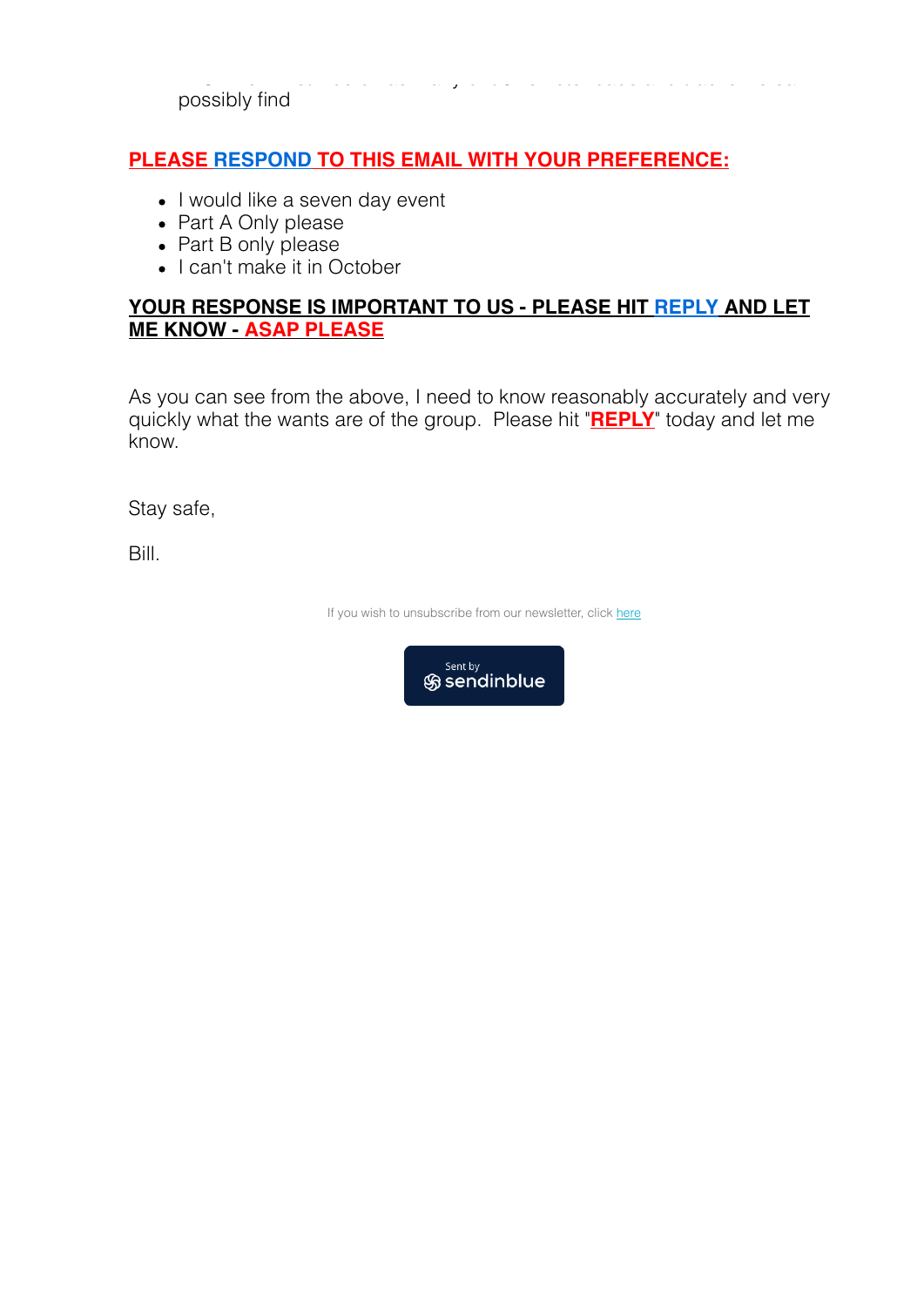possibly find

**PLEASE RESPOND TO THIS EMAIL WITH YOUR PREFERENCE:**

- I would like a seven day event
- Part A Only please
- Part B only please
- I can't make it in October

**YOUR RESPONSE IS IMPORTANT TO US - PLEASE HIT REPLY AND LET ME KNOW - ASAP PLEASE**

As you can see from the above, I need to know reasonably accurately and very quickly what the wants are of the group. Please hit "**REPLY**" today and let me know.

Stay safe,

Bill.

If you wish to unsubscribe from our newsletter, click here

Sent by sendinblue